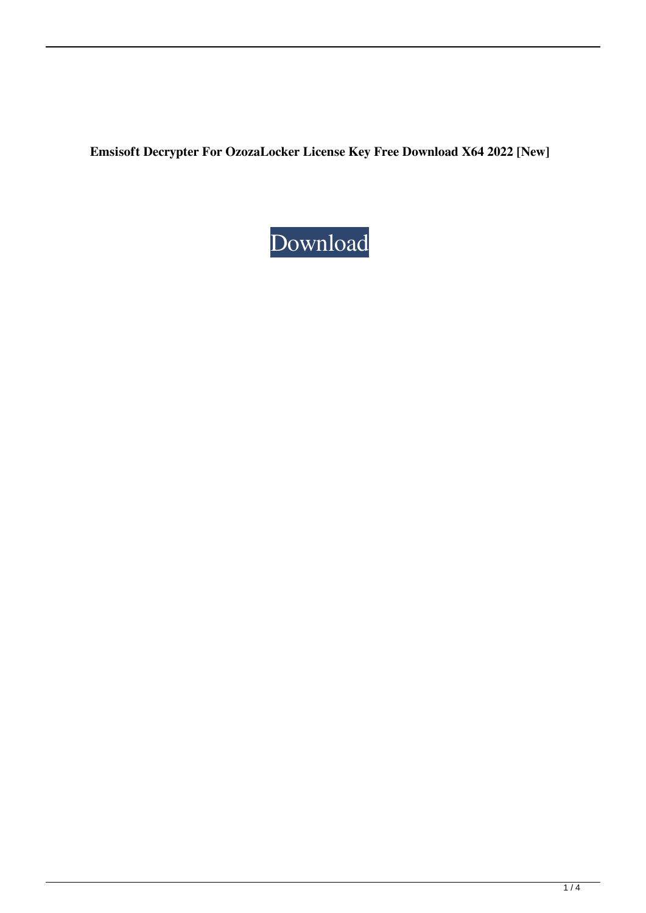**Emsisoft Decrypter For OzozaLocker License Key Free Download X64 2022 [New]**

Download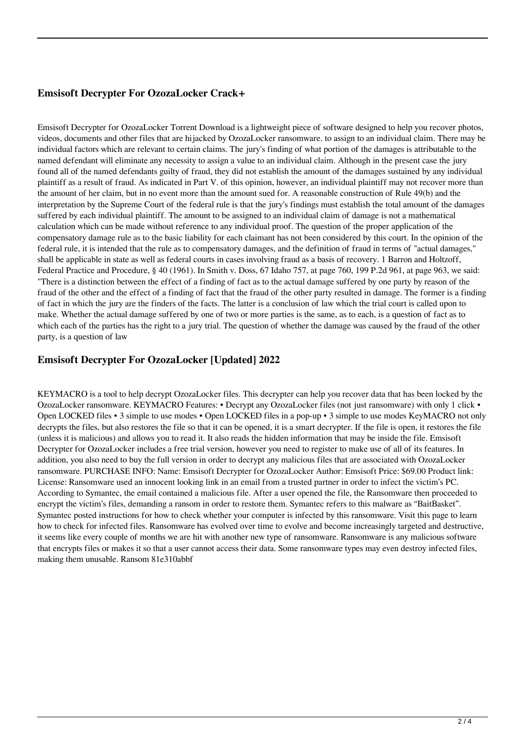## Emsisoft Decrypter For OzozaLocker Crack+

Emsisoft Decrypter for OzozaLocker Torrent Download is a lightweight piece of software designed to help you recover photos, videos, documents and other files that are hijacked by OzozaLocker ransomware. to assign to an individual claim. There may be individual factors which are relevant to certain claims. The jury's finding of what portion of the damages is attributable to the named defendant will eliminate any necessity to assign a value to an individual claim. Although in the present case the jury found all of the named defendants guilty of fraud, they did not establish the amount of the damages sustained by any individual plaintiff as a result of fraud. As indicated in Part V. of this opinion, however, an individual plaintiff may not recover more than the amount of her claim, but in no event more than the amount sued for. A reasonable construction of Rule 49(b) and the interpretation by the Supreme Court of the federal rule is that the jury's findings must establish the total amount of the damages suffered by each individual plaintiff. The amount to be assigned to an individual claim of damage is not a mathematical calculation which can be made without reference to any individual proof. The question of the proper application of the compensatory damage rule as to the basic liability for each claimant has not been considered by this court. In the opinion of the federal rule, it is intended that the rule as to compensatory damages, and the definition of fraud in terms of "actual damages," shall be applicable in state as well as federal courts in cases involving fraud as a basis of recovery. 1 Barron and Holtzoff, Federal Practice and Procedure, § 40 (1961). In Smith v. Doss, 67 Idaho 757, at page 760, 199 P.2d 961, at page 963, we said: "There is a distinction between the effect of a finding of fact as to the actual damage suffered by one party by reason of the fraud of the other and the effect of a finding of fact that the fraud of the other party resulted in damage. The former is a finding of fact in which the jury are the finders of the facts. The latter is a conclusion of law which the trial court is called upon to make. Whether the actual damage suffered by one of two or more parties is the same, as to each, is a question of fact as to which each of the parties has the right to a jury trial. The question of whether the damage was caused by the fraud of the other party, is a question of law

## Emsisoft Decrypter For OzozaLocker [Updated] 2022

KEYMACRO is a tool to help decrypt OzozaLocker files. This decrypter can help you recover data that has been locked by the OzozaLocker ransomware. KEYMACRO Features: • Decrypt any OzozaLocker files (not just ransomware) with only 1 click • Open LOCKED files • 3 simple to use modes • Open LOCKED files in a pop-up • 3 simple to use modes KeyMACRO not only decrypts the files, but also restores the file so that it can be opened, it is a smart decrypter. If the file is open, it restores the file (unless it is malicious) and allows you to read it. It also reads the hidden information that may be inside the file. Emsisoft Decrypter for OzozaLocker includes a free trial version, however you need to register to make use of all of its features. In addition, you also need to buy the full version in order to decrypt any malicious files that are associated with OzozaLocker ransomware. PURCHASE INFO: Name: Emsisoft Decrypter for OzozaLocker Author: Emsisoft Price: $69.00 Product link: License: Ransomware used an innocent looking link in an email from a trusted partner in order to infect the victim's PC. According to Symantec, the email contained a malicious file. After a user opened the file, the Ransomware then proceeded to encrypt the victim's files, demanding a ransom in order to restore them. Symantec refers to this malware as "BaitBasket". Symantec posted instructions for how to check whether your computer is infected by this ransomware. Visit this page to learn how to check for infected files. Ransomware has evolved over time to evolve and become increasingly targeted and destructive, it seems like every couple of months we are hit with another new type of ransomware. Ransomware is any malicious software that encrypts files or makes it so that a user cannot access their data. Some ransomware types may even destroy infected files, making them unusable. Ransom 81e310abbf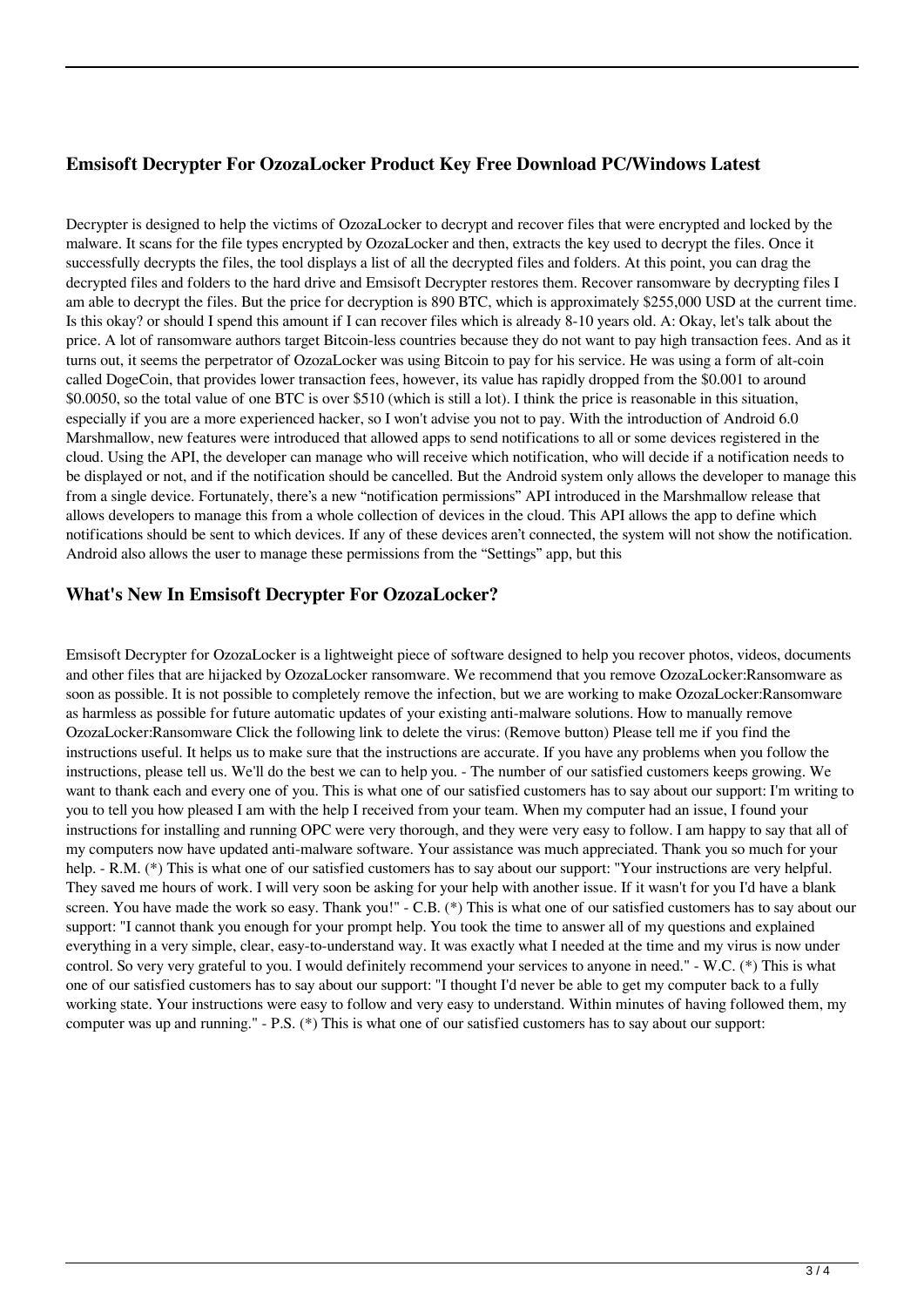## Emsisoft Decrypter For OzozaLocker Product Key Free Download PC/Windows Latest

Decrypter is designed to help the victims of OzozaLocker to decrypt and recover files that were encrypted and locked by the malware. It scans for the file types encrypted by OzozaLocker and then, extracts the key used to decrypt the files. Once it successfully decrypts the files, the tool displays a list of all the decrypted files and folders. At this point, you can drag the decrypted files and folders to the hard drive and Emsisoft Decrypter restores them. Recover ransomware by decrypting files I am able to decrypt the files. But the price for decryption is 890 BTC, which is approximately $255,000 USD at the current time. Is this okay? or should I spend this amount if I can recover files which is already 8-10 years old. A: Okay, let's talk about the price. A lot of ransomware authors target Bitcoin-less countries because they do not want to pay high transaction fees. And as it turns out, it seems the perpetrator of OzozaLocker was using Bitcoin to pay for his service. He was using a form of alt-coin called DogeCoin, that provides lower transaction fees, however, its value has rapidly dropped from the $0.001 to around $0.0050, so the total value of one BTC is over $510 (which is still a lot). I think the price is reasonable in this situation, especially if you are a more experienced hacker, so I won't advise you not to pay. With the introduction of Android 6.0 Marshmallow, new features were introduced that allowed apps to send notifications to all or some devices registered in the cloud. Using the API, the developer can manage who will receive which notification, who will decide if a notification needs to be displayed or not, and if the notification should be cancelled. But the Android system only allows the developer to manage this from a single device. Fortunately, there's a new "notification permissions" API introduced in the Marshmallow release that allows developers to manage this from a whole collection of devices in the cloud. This API allows the app to define which notifications should be sent to which devices. If any of these devices aren't connected, the system will not show the notification. Android also allows the user to manage these permissions from the "Settings" app, but this

## What's New In Emsisoft Decrypter For OzozaLocker?

Emsisoft Decrypter for OzozaLocker is a lightweight piece of software designed to help you recover photos, videos, documents and other files that are hijacked by OzozaLocker ransomware. We recommend that you remove OzozaLocker:Ransomware as soon as possible. It is not possible to completely remove the infection, but we are working to make OzozaLocker:Ransomware as harmless as possible for future automatic updates of your existing anti-malware solutions. How to manually remove OzozaLocker:Ransomware Click the following link to delete the virus: (Remove button) Please tell me if you find the instructions useful. It helps us to make sure that the instructions are accurate. If you have any problems when you follow the instructions, please tell us. We'll do the best we can to help you. - The number of our satisfied customers keeps growing. We want to thank each and every one of you. This is what one of our satisfied customers has to say about our support: I'm writing to you to tell you how pleased I am with the help I received from your team. When my computer had an issue, I found your instructions for installing and running OPC were very thorough, and they were very easy to follow. I am happy to say that all of my computers now have updated anti-malware software. Your assistance was much appreciated. Thank you so much for your help. - R.M. (*) This is what one of our satisfied customers has to say about our support: "Your instructions are very helpful. They saved me hours of work. I will very soon be asking for your help with another issue. If it wasn't for you I'd have a blank screen. You have made the work so easy. Thank you!" - C.B. (*) This is what one of our satisfied customers has to say about our support: "I cannot thank you enough for your prompt help. You took the time to answer all of my questions and explained everything in a very simple, clear, easy-to-understand way. It was exactly what I needed at the time and my virus is now under control. So very very grateful to you. I would definitely recommend your services to anyone in need." - W.C. (*) This is what one of our satisfied customers has to say about our support: "I thought I'd never be able to get my computer back to a fully working state. Your instructions were easy to follow and very easy to understand. Within minutes of having followed them, my computer was up and running." - P.S. (*) This is what one of our satisfied customers has to say about our support: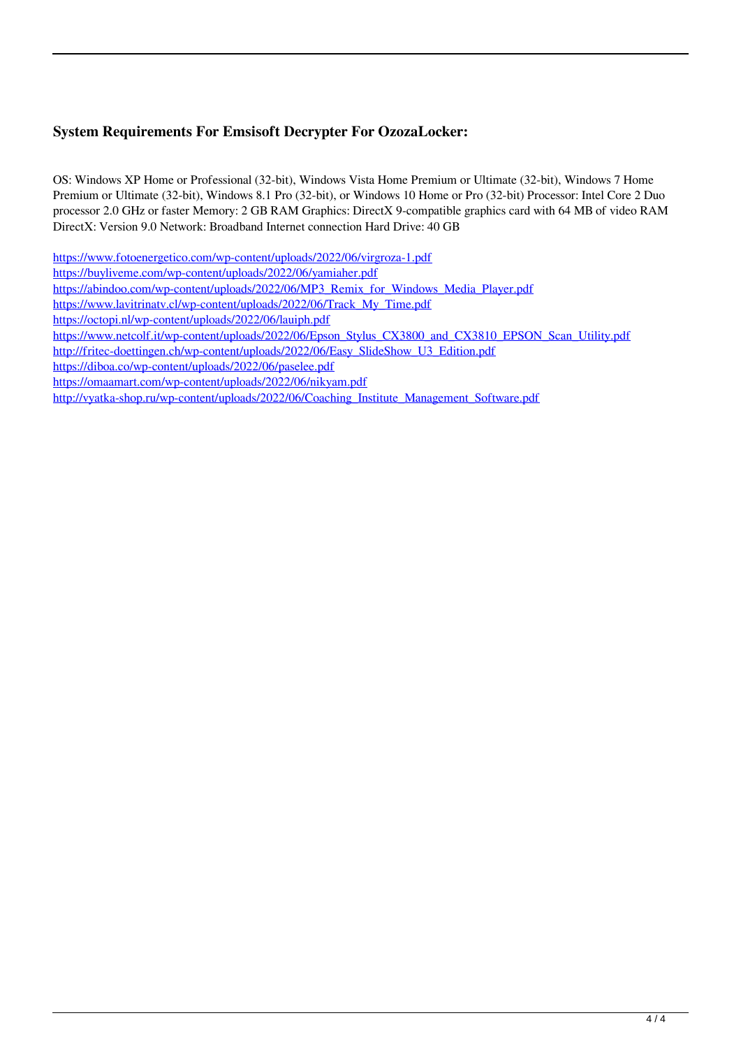### System Requirements For Emsisoft Decrypter For OzozaLocker:

OS: Windows XP Home or Professional (32-bit), Windows Vista Home Premium or Ultimate (32-bit), Windows 7 Home Premium or Ultimate (32-bit), Windows 8.1 Pro (32-bit), or Windows 10 Home or Pro (32-bit) Processor: Intel Core 2 Duo processor 2.0 GHz or faster Memory: 2 GB RAM Graphics: DirectX 9-compatible graphics card with 64 MB of video RAM DirectX: Version 9.0 Network: Broadband Internet connection Hard Drive: 40 GB

https://www.fotoenergetico.com/wp-content/uploads/2022/06/virgroza-1.pdf
https://buyliveme.com/wp-content/uploads/2022/06/yamiaher.pdf
https://abindoo.com/wp-content/uploads/2022/06/MP3_Remix_for_Windows_Media_Player.pdf
https://www.lavitrinatv.cl/wp-content/uploads/2022/06/Track_My_Time.pdf
https://octopi.nl/wp-content/uploads/2022/06/lauiph.pdf
https://www.netcolf.it/wp-content/uploads/2022/06/Epson_Stylus_CX3800_and_CX3810_EPSON_Scan_Utility.pdf
http://fritec-doettingen.ch/wp-content/uploads/2022/06/Easy_SlideShow_U3_Edition.pdf
https://diboa.co/wp-content/uploads/2022/06/paselee.pdf
https://omaamart.com/wp-content/uploads/2022/06/nikyam.pdf
http://vyatka-shop.ru/wp-content/uploads/2022/06/Coaching_Institute_Management_Software.pdf